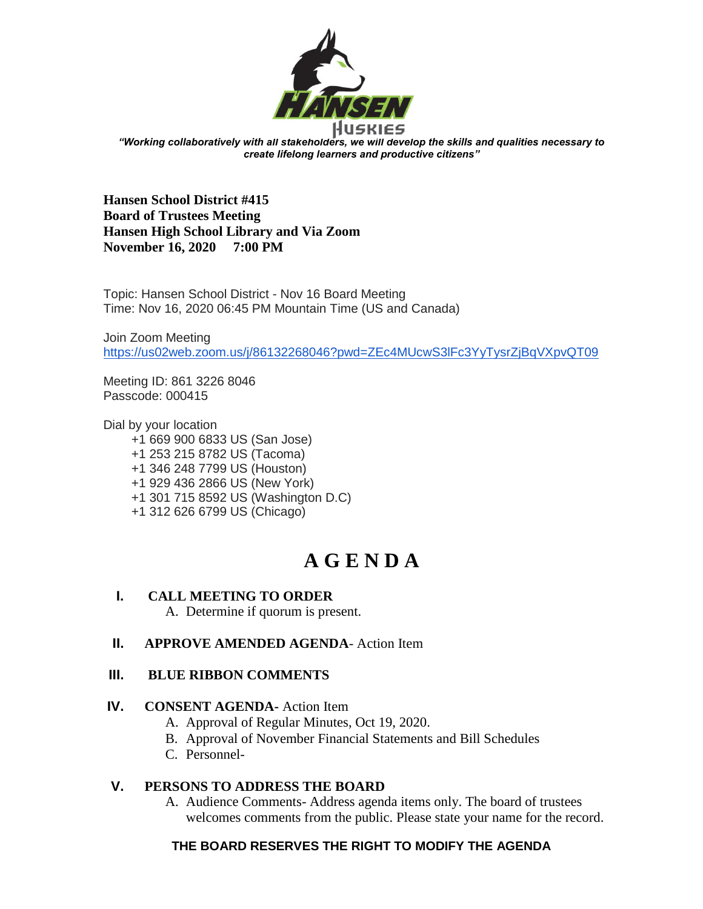*"Working collaboratively with all stakeholders, we will develop the skills and qualities necessary to create lifelong learners and productive citizens"*

**Hansen School District #415**
**Board of Trustees Meeting**
**Hansen High School Library and Via Zoom**
**November 16, 2020 7:00 PM**

Topic: Hansen School District - Nov 16 Board Meeting
Time: Nov 16, 2020 06:45 PM Mountain Time (US and Canada)

Join Zoom Meeting
https://us02web.zoom.us/j/86132268046?pwd=ZEc4MUcwS3lFc3YyTysrZjBqVXpvQT09

Meeting ID: 861 3226 8046
Passcode: 000415

Dial by your location
- +1 669 900 6833 US (San Jose)
- +1 253 215 8782 US (Tacoma)
- +1 346 248 7799 US (Houston)
- +1 929 436 2866 US (New York)
- +1 301 715 8592 US (Washington D.C)
- +1 312 626 6799 US (Chicago)

# A G E N D A

**I. CALL MEETING TO ORDER**
A. Determine if quorum is present.

**II. APPROVE AMENDED AGENDA**- Action Item

**III. BLUE RIBBON COMMENTS**

**IV. CONSENT AGENDA**- Action Item
A. Approval of Regular Minutes, Oct 19, 2020.
B. Approval of November Financial Statements and Bill Schedules
C. Personnel-

**V. PERSONS TO ADDRESS THE BOARD**
A. Audience Comments- Address agenda items only. The board of trustees welcomes comments from the public. Please state your name for the record.

**THE BOARD RESERVES THE RIGHT TO MODIFY THE AGENDA**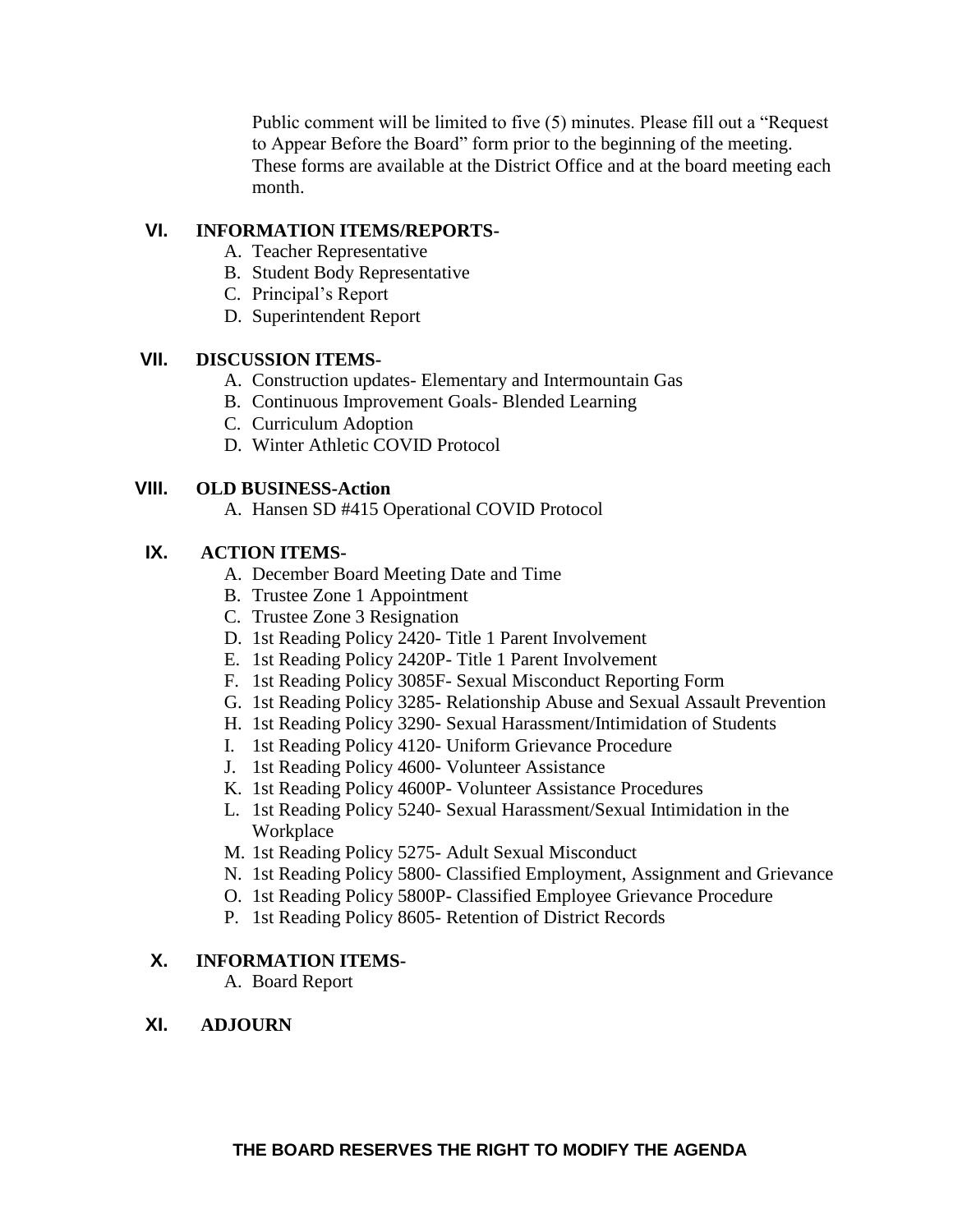Public comment will be limited to five (5) minutes. Please fill out a "Request to Appear Before the Board" form prior to the beginning of the meeting. These forms are available at the District Office and at the board meeting each month.

## VI. INFORMATION ITEMS/REPORTS-

A. Teacher Representative
B. Student Body Representative
C. Principal's Report
D. Superintendent Report

## VII. DISCUSSION ITEMS-

A. Construction updates- Elementary and Intermountain Gas
B. Continuous Improvement Goals- Blended Learning
C. Curriculum Adoption
D. Winter Athletic COVID Protocol

## VIII. OLD BUSINESS-Action

A. Hansen SD #415 Operational COVID Protocol

## IX. ACTION ITEMS-

A. December Board Meeting Date and Time
B. Trustee Zone 1 Appointment
C. Trustee Zone 3 Resignation
D. 1st Reading Policy 2420- Title 1 Parent Involvement
E. 1st Reading Policy 2420P- Title 1 Parent Involvement
F. 1st Reading Policy 3085F- Sexual Misconduct Reporting Form
G. 1st Reading Policy 3285- Relationship Abuse and Sexual Assault Prevention
H. 1st Reading Policy 3290- Sexual Harassment/Intimidation of Students
I. 1st Reading Policy 4120- Uniform Grievance Procedure
J. 1st Reading Policy 4600- Volunteer Assistance
K. 1st Reading Policy 4600P- Volunteer Assistance Procedures
L. 1st Reading Policy 5240- Sexual Harassment/Sexual Intimidation in the Workplace
M. 1st Reading Policy 5275- Adult Sexual Misconduct
N. 1st Reading Policy 5800- Classified Employment, Assignment and Grievance
O. 1st Reading Policy 5800P- Classified Employee Grievance Procedure
P. 1st Reading Policy 8605- Retention of District Records

## X. INFORMATION ITEMS-

A. Board Report

## XI. ADJOURN

**THE BOARD RESERVES THE RIGHT TO MODIFY THE AGENDA**